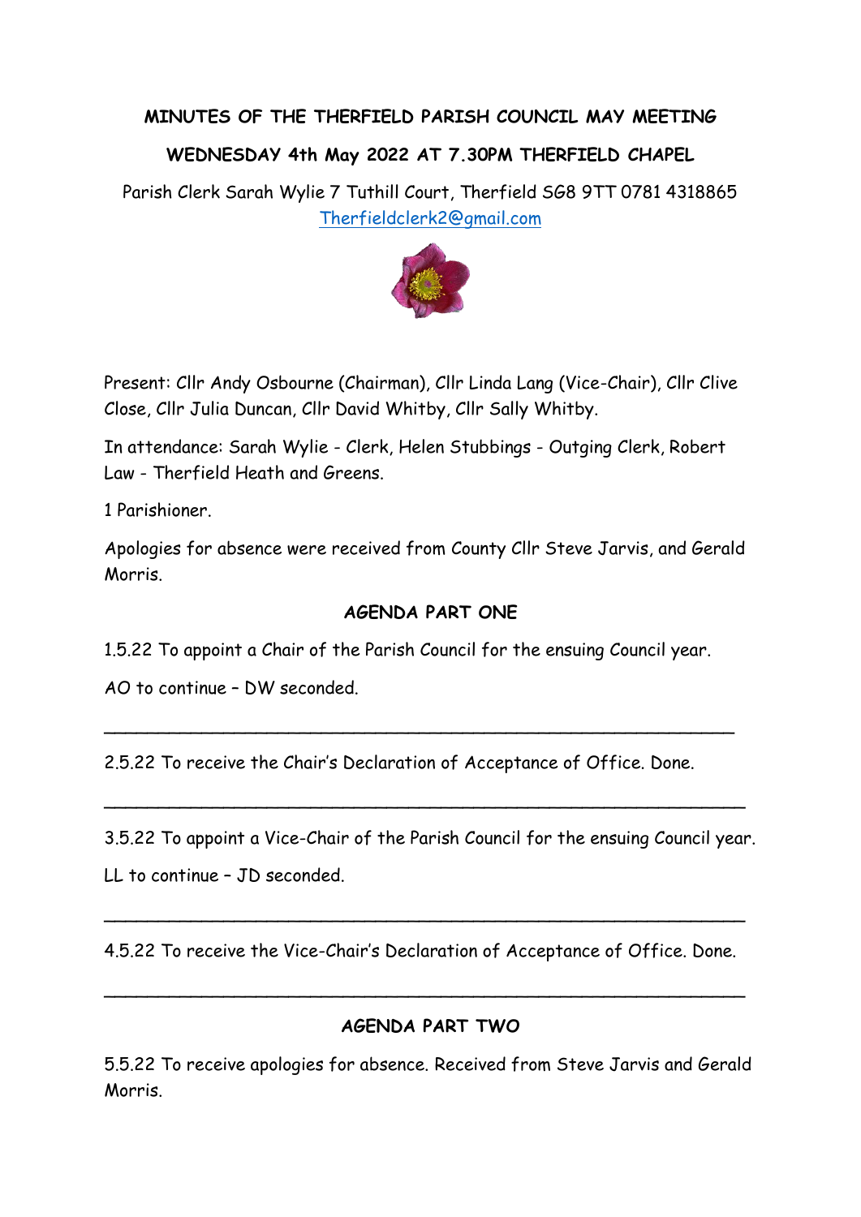**MINUTES OF THE THERFIELD PARISH COUNCIL MAY MEETING**

**WEDNESDAY 4th May 2022 AT 7.30PM THERFIELD CHAPEL**

Parish Clerk Sarah Wylie 7 Tuthill Court, Therfield SG8 9TT 0781 4318865
Therfieldclerk2@gmail.com

Present: Cllr Andy Osbourne (Chairman), Cllr Linda Lang (Vice-Chair), Cllr Clive Close, Cllr Julia Duncan, Cllr David Whitby, Cllr Sally Whitby.

In attendance: Sarah Wylie - Clerk, Helen Stubbings - Outgoing Clerk, Robert Law - Therfield Heath and Greens.

1 Parishioner.

Apologies for absence were received from County Cllr Steve Jarvis, and Gerald Morris.

## AGENDA PART ONE

1.5.22 To appoint a Chair of the Parish Council for the ensuing Council year.

AO to continue – DW seconded.

---

2.5.22 To receive the Chair's Declaration of Acceptance of Office. Done.

---

3.5.22 To appoint a Vice-Chair of the Parish Council for the ensuing Council year.

LL to continue – JD seconded.

---

4.5.22 To receive the Vice-Chair's Declaration of Acceptance of Office. Done.

---

## AGENDA PART TWO

5.5.22 To receive apologies for absence. Received from Steve Jarvis and Gerald Morris.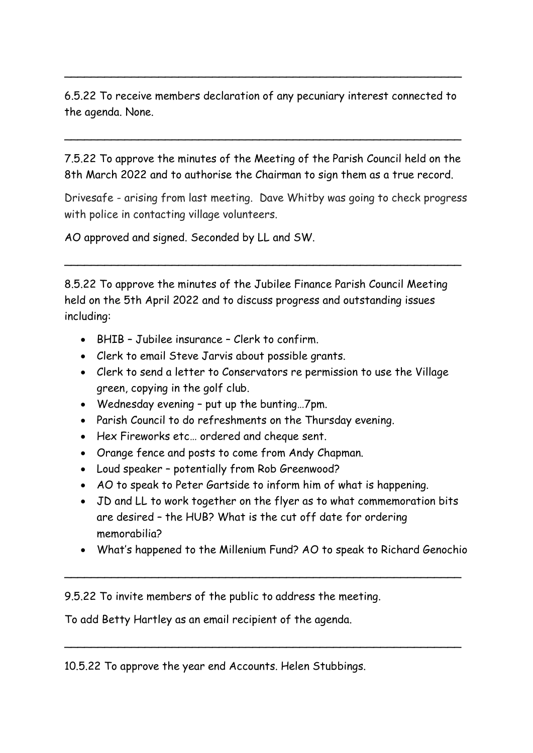---

6.5.22 To receive members declaration of any pecuniary interest connected to the agenda. None.

---

7.5.22 To approve the minutes of the Meeting of the Parish Council held on the 8th March 2022 and to authorise the Chairman to sign them as a true record.

Drivesafe - arising from last meeting. Dave Whitby was going to check progress with police in contacting village volunteers.

AO approved and signed. Seconded by LL and SW.

---

8.5.22 To approve the minutes of the Jubilee Finance Parish Council Meeting held on the 5th April 2022 and to discuss progress and outstanding issues including:

- BHIB – Jubilee insurance – Clerk to confirm.
- Clerk to email Steve Jarvis about possible grants.
- Clerk to send a letter to Conservators re permission to use the Village green, copying in the golf club.
- Wednesday evening – put up the bunting…7pm.
- Parish Council to do refreshments on the Thursday evening.
- Hex Fireworks etc… ordered and cheque sent.
- Orange fence and posts to come from Andy Chapman.
- Loud speaker – potentially from Rob Greenwood?
- AO to speak to Peter Gartside to inform him of what is happening.
- JD and LL to work together on the flyer as to what commemoration bits are desired – the HUB? What is the cut off date for ordering memorabilia?
- What's happened to the Millenium Fund? AO to speak to Richard Genochio

---

9.5.22 To invite members of the public to address the meeting.

To add Betty Hartley as an email recipient of the agenda.

---

10.5.22 To approve the year end Accounts. Helen Stubbings.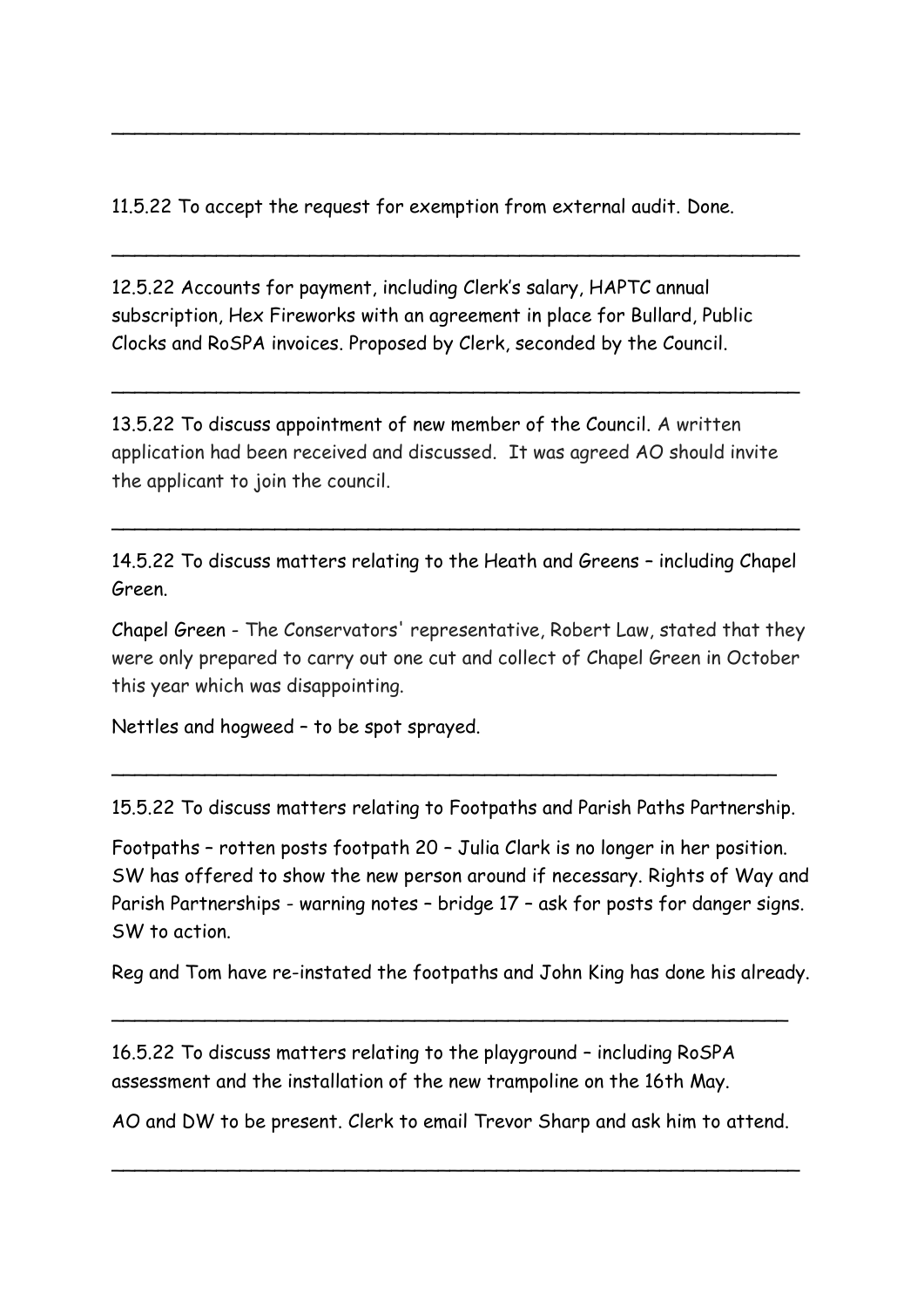---

11.5.22 To accept the request for exemption from external audit. Done.

---

12.5.22 Accounts for payment, including Clerk's salary, HAPTC annual subscription, Hex Fireworks with an agreement in place for Bullard, Public Clocks and RoSPA invoices. Proposed by Clerk, seconded by the Council.

---

13.5.22 To discuss appointment of new member of the Council. A written application had been received and discussed. It was agreed AO should invite the applicant to join the council.

---

14.5.22 To discuss matters relating to the Heath and Greens – including Chapel Green.

Chapel Green - The Conservators' representative, Robert Law, stated that they were only prepared to carry out one cut and collect of Chapel Green in October this year which was disappointing.

Nettles and hogweed – to be spot sprayed.

---

15.5.22 To discuss matters relating to Footpaths and Parish Paths Partnership.

Footpaths – rotten posts footpath 20 – Julia Clark is no longer in her position. SW has offered to show the new person around if necessary. Rights of Way and Parish Partnerships - warning notes – bridge 17 – ask for posts for danger signs. SW to action.

Reg and Tom have re-instated the footpaths and John King has done his already.

---

16.5.22 To discuss matters relating to the playground – including RoSPA assessment and the installation of the new trampoline on the 16th May.

AO and DW to be present. Clerk to email Trevor Sharp and ask him to attend.

---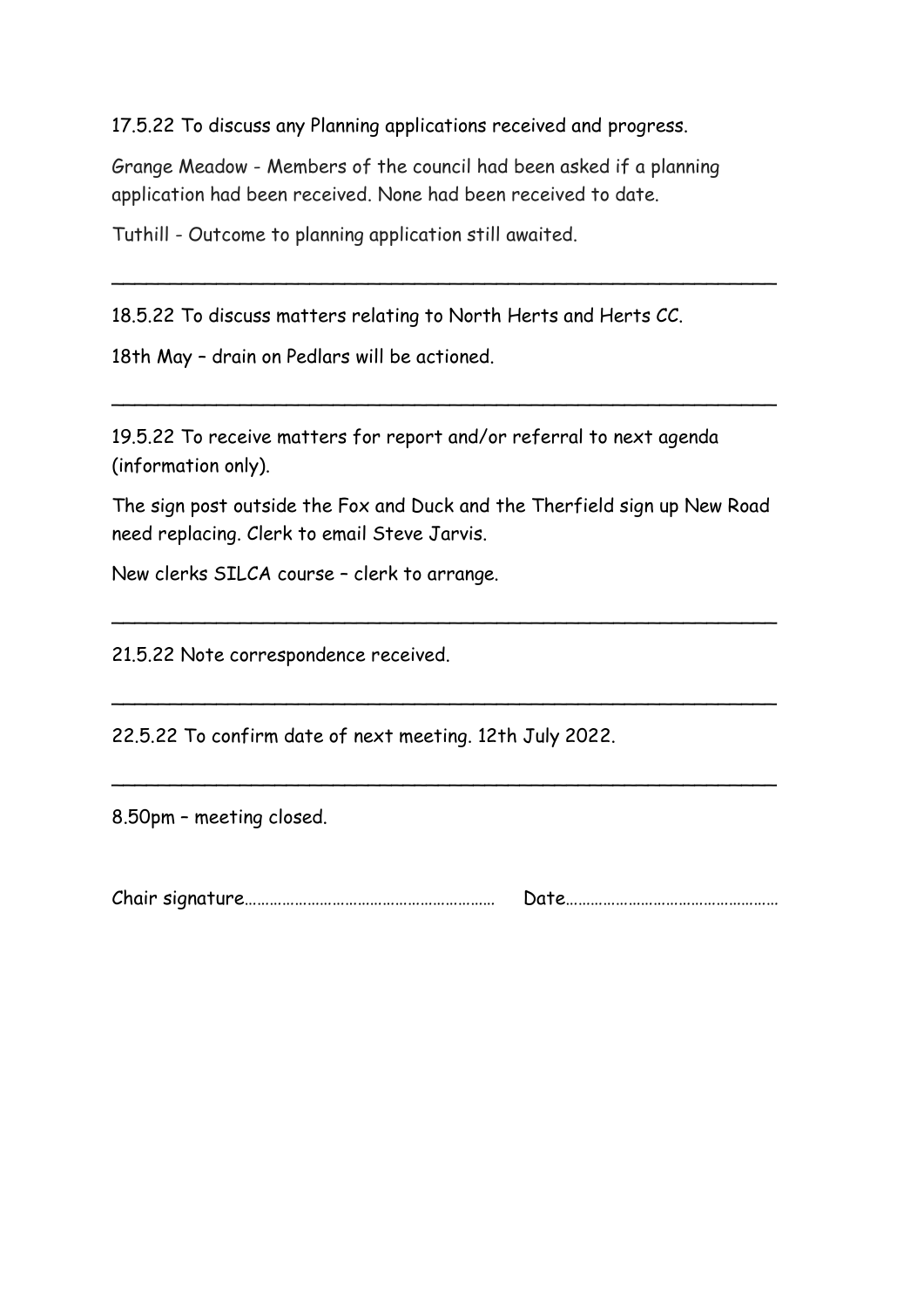17.5.22 To discuss any Planning applications received and progress.

Grange Meadow - Members of the council had been asked if a planning application had been received. None had been received to date.

Tuthill - Outcome to planning application still awaited.

---

18.5.22 To discuss matters relating to North Herts and Herts CC.

18th May – drain on Pedlars will be actioned.

---

19.5.22 To receive matters for report and/or referral to next agenda (information only).

The sign post outside the Fox and Duck and the Therfield sign up New Road need replacing. Clerk to email Steve Jarvis.

New clerks SILCA course – clerk to arrange.

---

21.5.22 Note correspondence received.

---

22.5.22 To confirm date of next meeting. 12th July 2022.

---

8.50pm – meeting closed.

Chair signature…………………………………………………… Date……………………………………………